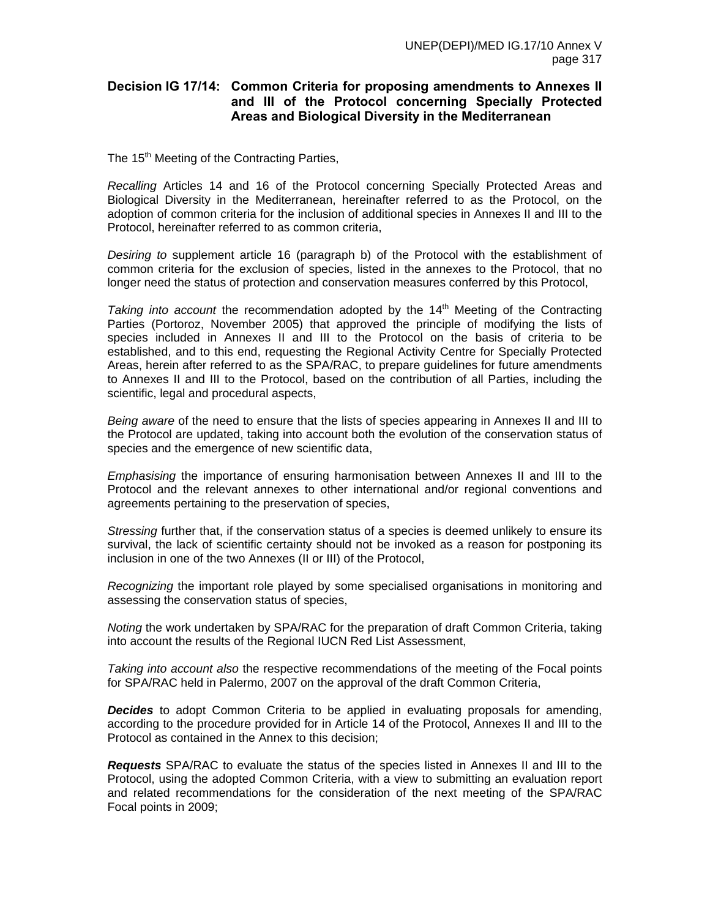## Decision IG 17/14: Common Criteria for proposing amendments to Annexes II and III of the Protocol concerning Specially Protected Areas and Biological Diversity in the Mediterranean

The 15th Meeting of the Contracting Parties,

*Recalling* Articles 14 and 16 of the Protocol concerning Specially Protected Areas and Biological Diversity in the Mediterranean, hereinafter referred to as the Protocol, on the adoption of common criteria for the inclusion of additional species in Annexes II and III to the Protocol, hereinafter referred to as common criteria,

*Desiring to* supplement article 16 (paragraph b) of the Protocol with the establishment of common criteria for the exclusion of species, listed in the annexes to the Protocol, that no longer need the status of protection and conservation measures conferred by this Protocol,

*Taking into account* the recommendation adopted by the 14th Meeting of the Contracting Parties (Portoroz, November 2005) that approved the principle of modifying the lists of species included in Annexes II and III to the Protocol on the basis of criteria to be established, and to this end, requesting the Regional Activity Centre for Specially Protected Areas, herein after referred to as the SPA/RAC, to prepare guidelines for future amendments to Annexes II and III to the Protocol, based on the contribution of all Parties, including the scientific, legal and procedural aspects,

*Being aware* of the need to ensure that the lists of species appearing in Annexes II and III to the Protocol are updated, taking into account both the evolution of the conservation status of species and the emergence of new scientific data,

*Emphasising* the importance of ensuring harmonisation between Annexes II and III to the Protocol and the relevant annexes to other international and/or regional conventions and agreements pertaining to the preservation of species,

*Stressing* further that, if the conservation status of a species is deemed unlikely to ensure its survival, the lack of scientific certainty should not be invoked as a reason for postponing its inclusion in one of the two Annexes (II or III) of the Protocol,

*Recognizing* the important role played by some specialised organisations in monitoring and assessing the conservation status of species,

*Noting* the work undertaken by SPA/RAC for the preparation of draft Common Criteria, taking into account the results of the Regional IUCN Red List Assessment,

*Taking into account also* the respective recommendations of the meeting of the Focal points for SPA/RAC held in Palermo, 2007 on the approval of the draft Common Criteria,

***Decides*** to adopt Common Criteria to be applied in evaluating proposals for amending, according to the procedure provided for in Article 14 of the Protocol, Annexes II and III to the Protocol as contained in the Annex to this decision;

***Requests*** SPA/RAC to evaluate the status of the species listed in Annexes II and III to the Protocol, using the adopted Common Criteria, with a view to submitting an evaluation report and related recommendations for the consideration of the next meeting of the SPA/RAC Focal points in 2009;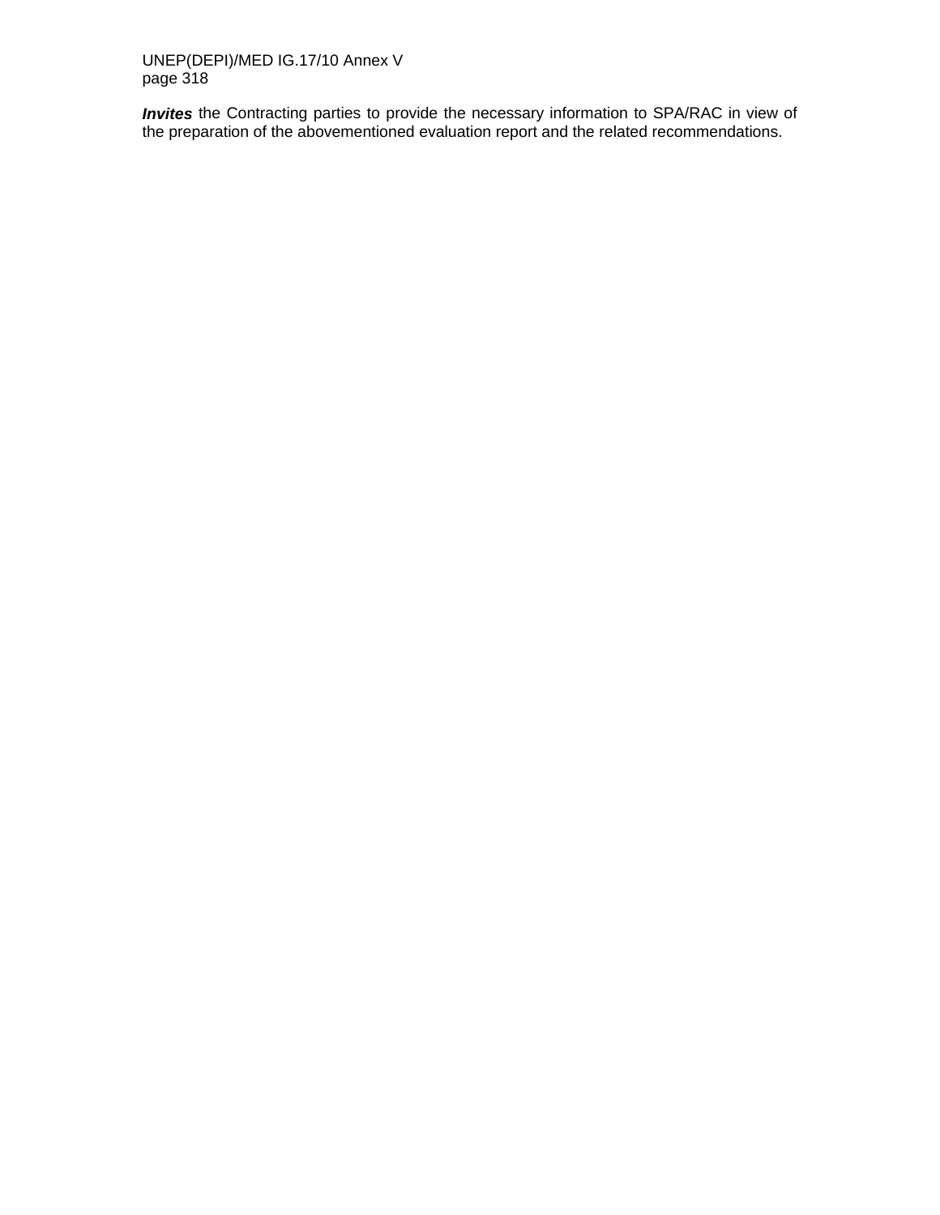***Invites*** the Contracting parties to provide the necessary information to SPA/RAC in view of the preparation of the abovementioned evaluation report and the related recommendations.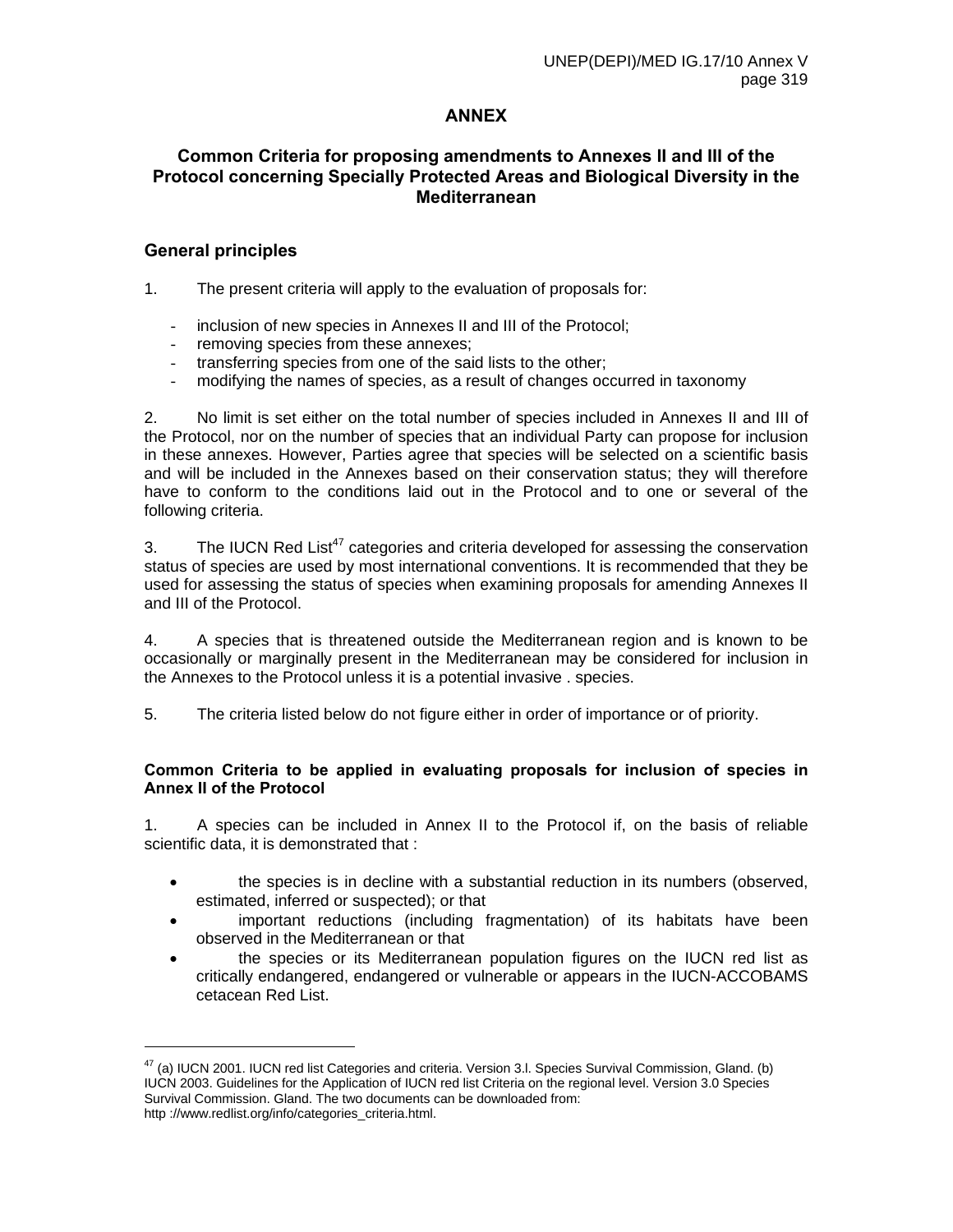# ANNEX

## Common Criteria for proposing amendments to Annexes II and III of the Protocol concerning Specially Protected Areas and Biological Diversity in the Mediterranean

### General principles

1. The present criteria will apply to the evaluation of proposals for:

   - inclusion of new species in Annexes II and III of the Protocol;
   - removing species from these annexes;
   - transferring species from one of the said lists to the other;
   - modifying the names of species, as a result of changes occurred in taxonomy

2. No limit is set either on the total number of species included in Annexes II and III of the Protocol, nor on the number of species that an individual Party can propose for inclusion in these annexes. However, Parties agree that species will be selected on a scientific basis and will be included in the Annexes based on their conservation status; they will therefore have to conform to the conditions laid out in the Protocol and to one or several of the following criteria.

3. The IUCN Red List[47] categories and criteria developed for assessing the conservation status of species are used by most international conventions. It is recommended that they be used for assessing the status of species when examining proposals for amending Annexes II and III of the Protocol.

4. A species that is threatened outside the Mediterranean region and is known to be occasionally or marginally present in the Mediterranean may be considered for inclusion in the Annexes to the Protocol unless it is a potential invasive . species.

5. The criteria listed below do not figure either in order of importance or of priority.

#### Common Criteria to be applied in evaluating proposals for inclusion of species in Annex II of the Protocol

1. A species can be included in Annex II to the Protocol if, on the basis of reliable scientific data, it is demonstrated that :

   - the species is in decline with a substantial reduction in its numbers (observed, estimated, inferred or suspected); or that
   - important reductions (including fragmentation) of its habitats have been observed in the Mediterranean or that
   - the species or its Mediterranean population figures on the IUCN red list as critically endangered, endangered or vulnerable or appears in the IUCN-ACCOBAMS cetacean Red List.

---

[47] (a) IUCN 2001. IUCN red list Categories and criteria. Version 3.l. Species Survival Commission, Gland. (b) IUCN 2003. Guidelines for the Application of IUCN red list Criteria on the regional level. Version 3.0 Species Survival Commission. Gland. The two documents can be downloaded from: http ://www.redlist.org/info/categories_criteria.html.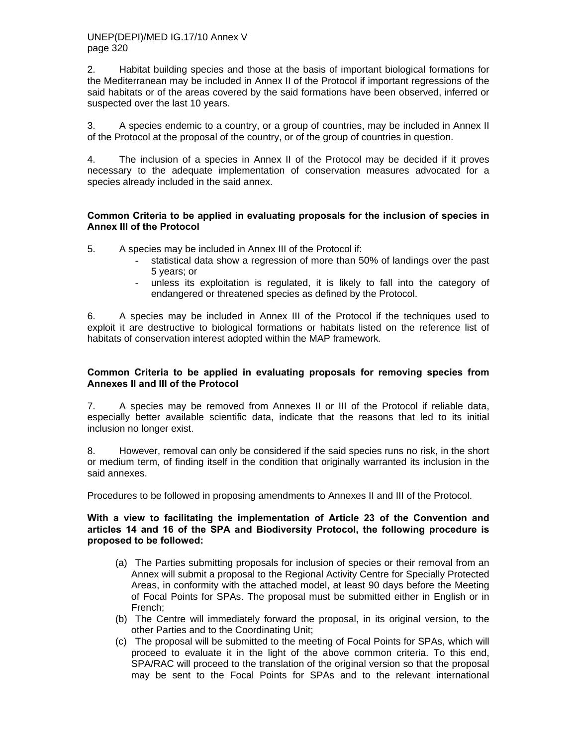2. Habitat building species and those at the basis of important biological formations for the Mediterranean may be included in Annex II of the Protocol if important regressions of the said habitats or of the areas covered by the said formations have been observed, inferred or suspected over the last 10 years.

3. A species endemic to a country, or a group of countries, may be included in Annex II of the Protocol at the proposal of the country, or of the group of countries in question.

4. The inclusion of a species in Annex II of the Protocol may be decided if it proves necessary to the adequate implementation of conservation measures advocated for a species already included in the said annex.

**Common Criteria to be applied in evaluating proposals for the inclusion of species in Annex III of the Protocol**

5. A species may be included in Annex III of the Protocol if:
   - statistical data show a regression of more than 50% of landings over the past 5 years; or
   - unless its exploitation is regulated, it is likely to fall into the category of endangered or threatened species as defined by the Protocol.

6. A species may be included in Annex III of the Protocol if the techniques used to exploit it are destructive to biological formations or habitats listed on the reference list of habitats of conservation interest adopted within the MAP framework.

**Common Criteria to be applied in evaluating proposals for removing species from Annexes II and III of the Protocol**

7. A species may be removed from Annexes II or III of the Protocol if reliable data, especially better available scientific data, indicate that the reasons that led to its initial inclusion no longer exist.

8. However, removal can only be considered if the said species runs no risk, in the short or medium term, of finding itself in the condition that originally warranted its inclusion in the said annexes.

Procedures to be followed in proposing amendments to Annexes II and III of the Protocol.

**With a view to facilitating the implementation of Article 23 of the Convention and articles 14 and 16 of the SPA and Biodiversity Protocol, the following procedure is proposed to be followed:**

(a) The Parties submitting proposals for inclusion of species or their removal from an Annex will submit a proposal to the Regional Activity Centre for Specially Protected Areas, in conformity with the attached model, at least 90 days before the Meeting of Focal Points for SPAs. The proposal must be submitted either in English or in French;

(b) The Centre will immediately forward the proposal, in its original version, to the other Parties and to the Coordinating Unit;

(c) The proposal will be submitted to the meeting of Focal Points for SPAs, which will proceed to evaluate it in the light of the above common criteria. To this end, SPA/RAC will proceed to the translation of the original version so that the proposal may be sent to the Focal Points for SPAs and to the relevant international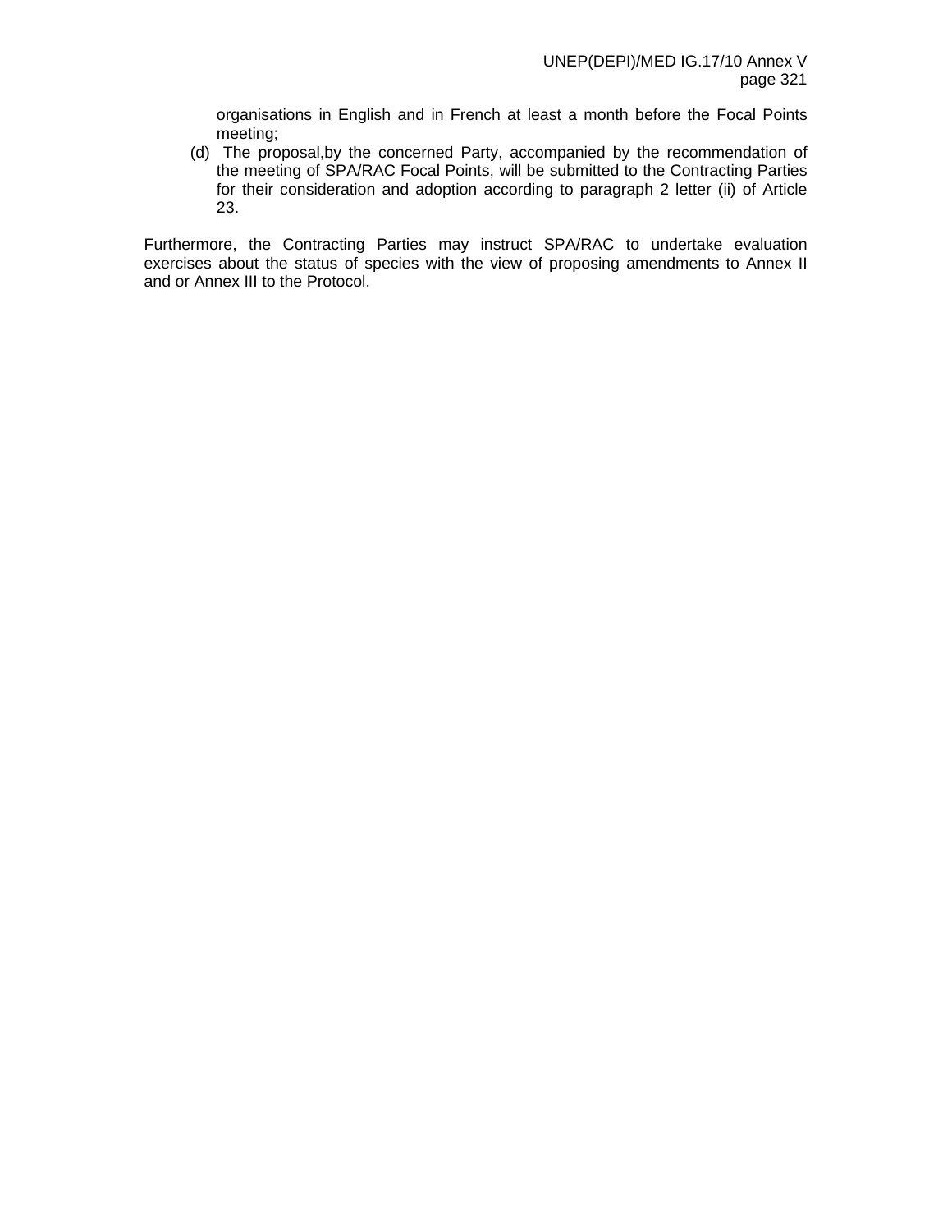organisations in English and in French at least a month before the Focal Points meeting;

(d) The proposal,by the concerned Party, accompanied by the recommendation of the meeting of SPA/RAC Focal Points, will be submitted to the Contracting Parties for their consideration and adoption according to paragraph 2 letter (ii) of Article 23.

Furthermore, the Contracting Parties may instruct SPA/RAC to undertake evaluation exercises about the status of species with the view of proposing amendments to Annex II and or Annex III to the Protocol.